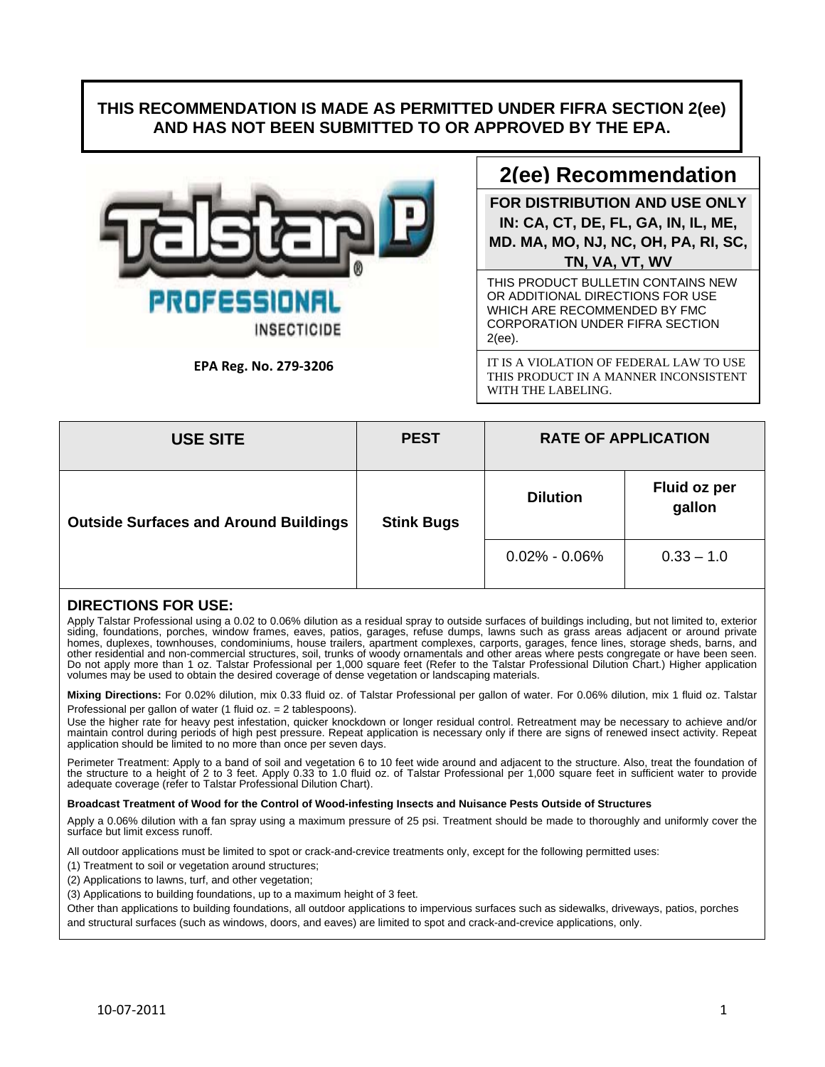**THIS RECOMMENDATION IS MADE AS PERMITTED UNDER FIFRA SECTION 2(ee) AND HAS NOT BEEN SUBMITTED TO OR APPROVED BY THE EPA.**

# Talstar® P PROFESSIONAL INSECTICIDE

**EPA Reg. No. 279-3206**

## 2(ee) Recommendation

**FOR DISTRIBUTION AND USE ONLY IN: CA, CT, DE, FL, GA, IN, IL, ME, MD. MA, MO, NJ, NC, OH, PA, RI, SC, TN, VA, VT, WV**

THIS PRODUCT BULLETIN CONTAINS NEW OR ADDITIONAL DIRECTIONS FOR USE WHICH ARE RECOMMENDED BY FMC CORPORATION UNDER FIFRA SECTION 2(ee).

IT IS A VIOLATION OF FEDERAL LAW TO USE THIS PRODUCT IN A MANNER INCONSISTENT WITH THE LABELING.

| USE SITE | PEST | RATE OF APPLICATION | |
|---|---|---|---|
| | | Dilution | Fluid oz per gallon |
| Outside Surfaces and Around Buildings | Stink Bugs | 0.02% - 0.06% | 0.33 – 1.0 |

## DIRECTIONS FOR USE:

Apply Talstar Professional using a 0.02 to 0.06% dilution as a residual spray to outside surfaces of buildings including, but not limited to, exterior siding, foundations, porches, window frames, eaves, patios, garages, refuse dumps, lawns such as grass areas adjacent or around private homes, duplexes, townhouses, condominiums, house trailers, apartment complexes, carports, garages, fence lines, storage sheds, barns, and other residential and non-commercial structures, soil, trunks of woody ornamentals and other areas where pests congregate or have been seen. Do not apply more than 1 oz. Talstar Professional per 1,000 square feet (Refer to the Talstar Professional Dilution Chart.) Higher application volumes may be used to obtain the desired coverage of dense vegetation or landscaping materials.

**Mixing Directions:** For 0.02% dilution, mix 0.33 fluid oz. of Talstar Professional per gallon of water. For 0.06% dilution, mix 1 fluid oz. Talstar Professional per gallon of water (1 fluid oz. = 2 tablespoons).

Use the higher rate for heavy pest infestation, quicker knockdown or longer residual control. Retreatment may be necessary to achieve and/or maintain control during periods of high pest pressure. Repeat application is necessary only if there are signs of renewed insect activity. Repeat application should be limited to no more than once per seven days.

Perimeter Treatment: Apply to a band of soil and vegetation 6 to 10 feet wide around and adjacent to the structure. Also, treat the foundation of the structure to a height of 2 to 3 feet. Apply 0.33 to 1.0 fluid oz. of Talstar Professional per 1,000 square feet in sufficient water to provide adequate coverage (refer to Talstar Professional Dilution Chart).

**Broadcast Treatment of Wood for the Control of Wood-infesting Insects and Nuisance Pests Outside of Structures**

Apply a 0.06% dilution with a fan spray using a maximum pressure of 25 psi. Treatment should be made to thoroughly and uniformly cover the surface but limit excess runoff.

All outdoor applications must be limited to spot or crack-and-crevice treatments only, except for the following permitted uses:

(1) Treatment to soil or vegetation around structures;

(2) Applications to lawns, turf, and other vegetation;

(3) Applications to building foundations, up to a maximum height of 3 feet.

Other than applications to building foundations, all outdoor applications to impervious surfaces such as sidewalks, driveways, patios, porches and structural surfaces (such as windows, doors, and eaves) are limited to spot and crack-and-crevice applications, only.

10-07-2011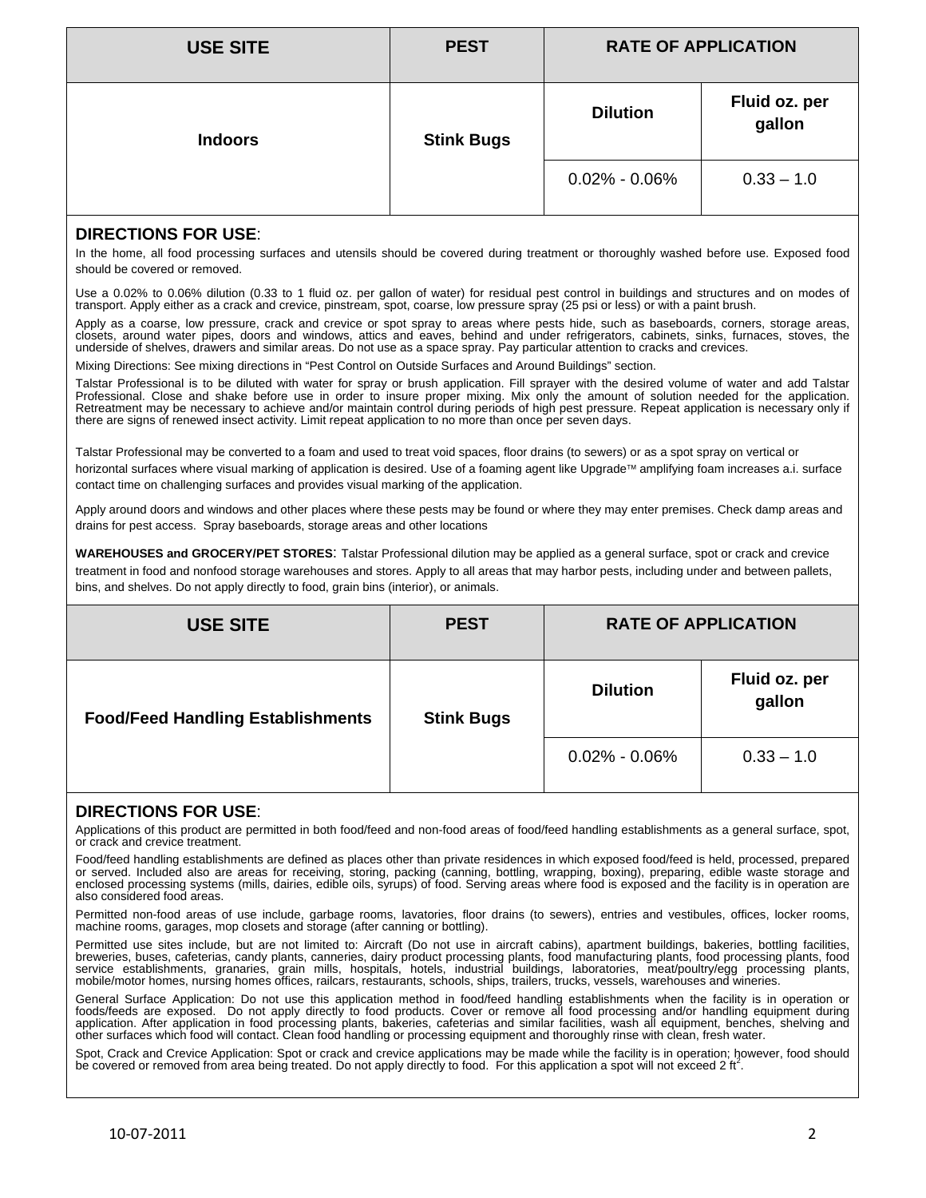| USE SITE | PEST | RATE OF APPLICATION | |
|---|---|---|---|
| | | Dilution | Fluid oz. per gallon |
| Indoors | Stink Bugs | 0.02% - 0.06% | 0.33 – 1.0 |

**DIRECTIONS FOR USE**:

In the home, all food processing surfaces and utensils should be covered during treatment or thoroughly washed before use. Exposed food should be covered or removed.

Use a 0.02% to 0.06% dilution (0.33 to 1 fluid oz. per gallon of water) for residual pest control in buildings and structures and on modes of transport. Apply either as a crack and crevice, pinstream, spot, coarse, low pressure spray (25 psi or less) or with a paint brush.

Apply as a coarse, low pressure, crack and crevice or spot spray to areas where pests hide, such as baseboards, corners, storage areas, closets, around water pipes, doors and windows, attics and eaves, behind and under refrigerators, cabinets, sinks, furnaces, stoves, the underside of shelves, drawers and similar areas. Do not use as a space spray. Pay particular attention to cracks and crevices.

Mixing Directions: See mixing directions in "Pest Control on Outside Surfaces and Around Buildings" section.

Talstar Professional is to be diluted with water for spray or brush application. Fill sprayer with the desired volume of water and add Talstar Professional. Close and shake before use in order to insure proper mixing. Mix only the amount of solution needed for the application. Retreatment may be necessary to achieve and/or maintain control during periods of high pest pressure. Repeat application is necessary only if there are signs of renewed insect activity. Limit repeat application to no more than once per seven days.

Talstar Professional may be converted to a foam and used to treat void spaces, floor drains (to sewers) or as a spot spray on vertical or horizontal surfaces where visual marking of application is desired. Use of a foaming agent like Upgrade™ amplifying foam increases a.i. surface contact time on challenging surfaces and provides visual marking of the application.

Apply around doors and windows and other places where these pests may be found or where they may enter premises. Check damp areas and drains for pest access. Spray baseboards, storage areas and other locations

**WAREHOUSES and GROCERY/PET STORES**: Talstar Professional dilution may be applied as a general surface, spot or crack and crevice treatment in food and nonfood storage warehouses and stores. Apply to all areas that may harbor pests, including under and between pallets, bins, and shelves. Do not apply directly to food, grain bins (interior), or animals.

| USE SITE | PEST | RATE OF APPLICATION | |
|---|---|---|---|
| | | Dilution | Fluid oz. per gallon |
| Food/Feed Handling Establishments | Stink Bugs | 0.02% - 0.06% | 0.33 – 1.0 |

**DIRECTIONS FOR USE**:

Applications of this product are permitted in both food/feed and non-food areas of food/feed handling establishments as a general surface, spot, or crack and crevice treatment.

Food/feed handling establishments are defined as places other than private residences in which exposed food/feed is held, processed, prepared or served. Included also are areas for receiving, storing, packing (canning, bottling, wrapping, boxing), preparing, edible waste storage and enclosed processing systems (mills, dairies, edible oils, syrups) of food. Serving areas where food is exposed and the facility is in operation are also considered food areas.

Permitted non-food areas of use include, garbage rooms, lavatories, floor drains (to sewers), entries and vestibules, offices, locker rooms, machine rooms, garages, mop closets and storage (after canning or bottling).

Permitted use sites include, but are not limited to: Aircraft (Do not use in aircraft cabins), apartment buildings, bakeries, bottling facilities, breweries, buses, cafeterias, candy plants, canneries, dairy product processing plants, food manufacturing plants, food processing plants, food service establishments, granaries, grain mills, hospitals, hotels, industrial buildings, laboratories, meat/poultry/egg processing plants, mobile/motor homes, nursing homes offices, railcars, restaurants, schools, ships, trailers, trucks, vessels, warehouses and wineries.

General Surface Application: Do not use this application method in food/feed handling establishments when the facility is in operation or foods/feeds are exposed. Do not apply directly to food products. Cover or remove all food processing and/or handling equipment during application. After application in food processing plants, bakeries, cafeterias and similar facilities, wash all equipment, benches, shelving and other surfaces which food will contact. Clean food handling or processing equipment and thoroughly rinse with clean, fresh water.

Spot, Crack and Crevice Application: Spot or crack and crevice applications may be made while the facility is in operation; however, food should be covered or removed from area being treated. Do not apply directly to food. For this application a spot will not exceed 2 $ft^2$.

10-07-2011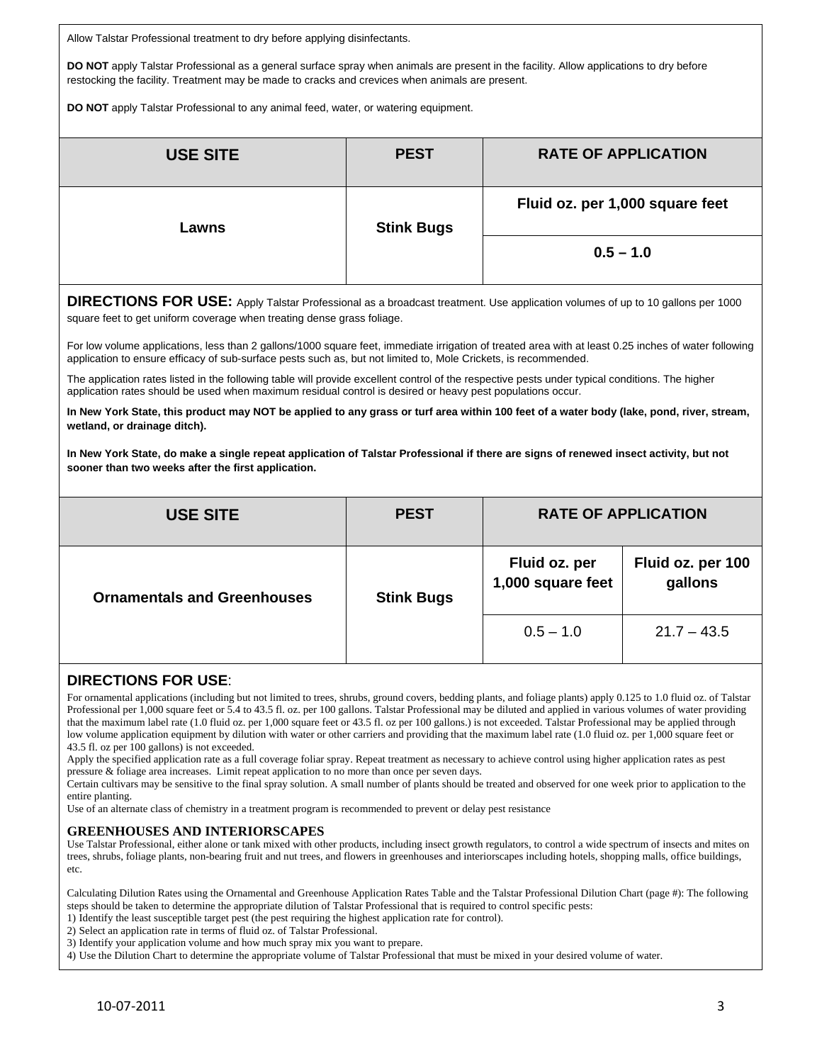Allow Talstar Professional treatment to dry before applying disinfectants.

**DO NOT** apply Talstar Professional as a general surface spray when animals are present in the facility. Allow applications to dry before restocking the facility. Treatment may be made to cracks and crevices when animals are present.

**DO NOT** apply Talstar Professional to any animal feed, water, or watering equipment.

| USE SITE | PEST | RATE OF APPLICATION |
|---|---|---|
| | | Fluid oz. per 1,000 square feet |
| Lawns | Stink Bugs | 0.5 – 1.0 |

**DIRECTIONS FOR USE:** Apply Talstar Professional as a broadcast treatment. Use application volumes of up to 10 gallons per 1000 square feet to get uniform coverage when treating dense grass foliage.

For low volume applications, less than 2 gallons/1000 square feet, immediate irrigation of treated area with at least 0.25 inches of water following application to ensure efficacy of sub-surface pests such as, but not limited to, Mole Crickets, is recommended.

The application rates listed in the following table will provide excellent control of the respective pests under typical conditions. The higher application rates should be used when maximum residual control is desired or heavy pest populations occur.

**In New York State, this product may NOT be applied to any grass or turf area within 100 feet of a water body (lake, pond, river, stream, wetland, or drainage ditch).**

**In New York State, do make a single repeat application of Talstar Professional if there are signs of renewed insect activity, but not sooner than two weeks after the first application.**

| USE SITE | PEST | RATE OF APPLICATION | |
|---|---|---|---|
| | | Fluid oz. per 1,000 square feet | Fluid oz. per 100 gallons |
| Ornamentals and Greenhouses | Stink Bugs | 0.5 – 1.0 | 21.7 – 43.5 |

**DIRECTIONS FOR USE**:

For ornamental applications (including but not limited to trees, shrubs, ground covers, bedding plants, and foliage plants) apply 0.125 to 1.0 fluid oz. of Talstar Professional per 1,000 square feet or 5.4 to 43.5 fl. oz. per 100 gallons. Talstar Professional may be diluted and applied in various volumes of water providing that the maximum label rate (1.0 fluid oz. per 1,000 square feet or 43.5 fl. oz per 100 gallons.) is not exceeded. Talstar Professional may be applied through low volume application equipment by dilution with water or other carriers and providing that the maximum label rate (1.0 fluid oz. per 1,000 square feet or 43.5 fl. oz per 100 gallons) is not exceeded.

Apply the specified application rate as a full coverage foliar spray. Repeat treatment as necessary to achieve control using higher application rates as pest pressure & foliage area increases. Limit repeat application to no more than once per seven days.

Certain cultivars may be sensitive to the final spray solution. A small number of plants should be treated and observed for one week prior to application to the entire planting.

Use of an alternate class of chemistry in a treatment program is recommended to prevent or delay pest resistance

**GREENHOUSES AND INTERIORSCAPES**

Use Talstar Professional, either alone or tank mixed with other products, including insect growth regulators, to control a wide spectrum of insects and mites on trees, shrubs, foliage plants, non-bearing fruit and nut trees, and flowers in greenhouses and interiorscapes including hotels, shopping malls, office buildings, etc.

Calculating Dilution Rates using the Ornamental and Greenhouse Application Rates Table and the Talstar Professional Dilution Chart (page #): The following steps should be taken to determine the appropriate dilution of Talstar Professional that is required to control specific pests:

1) Identify the least susceptible target pest (the pest requiring the highest application rate for control).
2) Select an application rate in terms of fluid oz. of Talstar Professional.
3) Identify your application volume and how much spray mix you want to prepare.
4) Use the Dilution Chart to determine the appropriate volume of Talstar Professional that must be mixed in your desired volume of water.

10-07-2011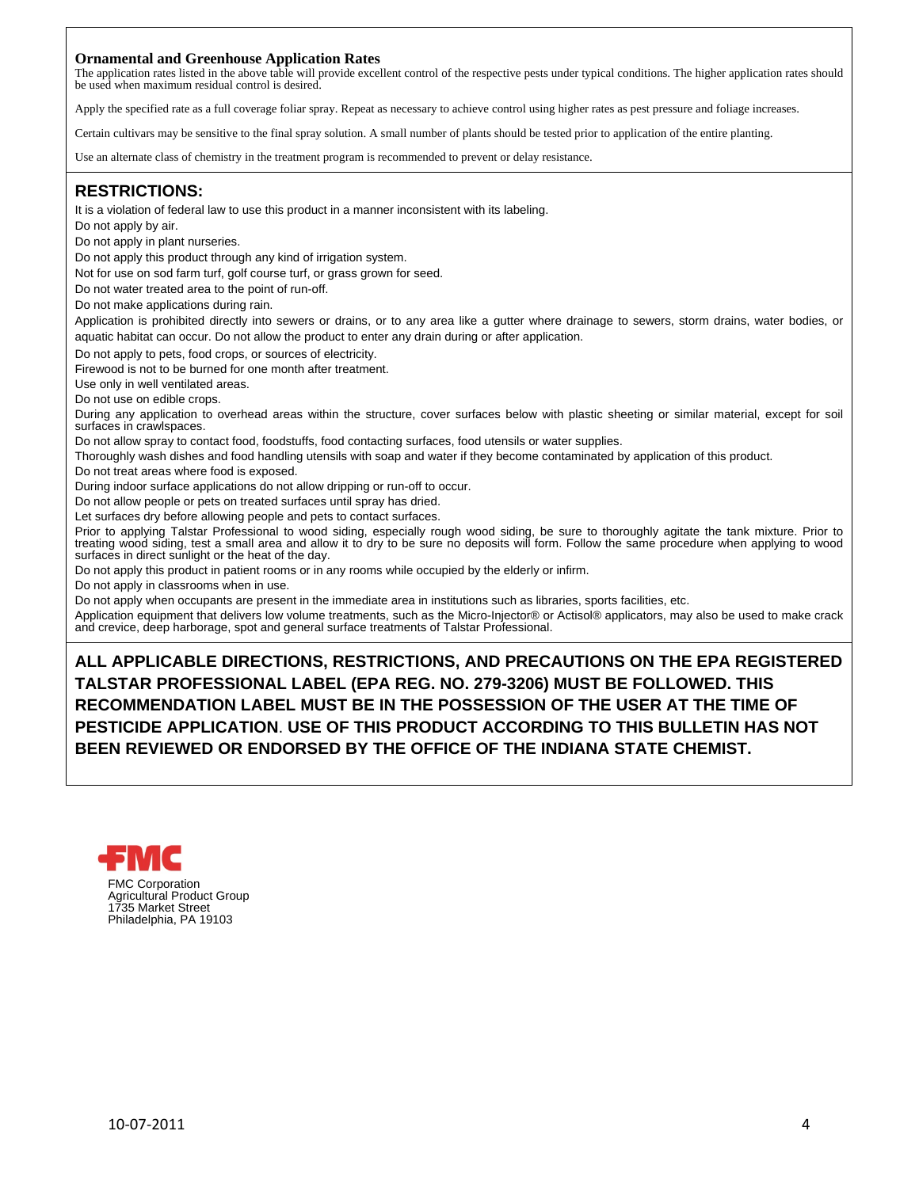### Ornamental and Greenhouse Application Rates

The application rates listed in the above table will provide excellent control of the respective pests under typical conditions. The higher application rates should be used when maximum residual control is desired.

Apply the specified rate as a full coverage foliar spray. Repeat as necessary to achieve control using higher rates as pest pressure and foliage increases.

Certain cultivars may be sensitive to the final spray solution. A small number of plants should be tested prior to application of the entire planting.

Use an alternate class of chemistry in the treatment program is recommended to prevent or delay resistance.

## RESTRICTIONS:

It is a violation of federal law to use this product in a manner inconsistent with its labeling.

Do not apply by air.

Do not apply in plant nurseries.

Do not apply this product through any kind of irrigation system.

Not for use on sod farm turf, golf course turf, or grass grown for seed.

Do not water treated area to the point of run-off.

Do not make applications during rain.

Application is prohibited directly into sewers or drains, or to any area like a gutter where drainage to sewers, storm drains, water bodies, or aquatic habitat can occur. Do not allow the product to enter any drain during or after application.

Do not apply to pets, food crops, or sources of electricity.

Firewood is not to be burned for one month after treatment.

Use only in well ventilated areas.

Do not use on edible crops.

During any application to overhead areas within the structure, cover surfaces below with plastic sheeting or similar material, except for soil surfaces in crawlspaces.

Do not allow spray to contact food, foodstuffs, food contacting surfaces, food utensils or water supplies.

Thoroughly wash dishes and food handling utensils with soap and water if they become contaminated by application of this product.

Do not treat areas where food is exposed.

During indoor surface applications do not allow dripping or run-off to occur.

Do not allow people or pets on treated surfaces until spray has dried.

Let surfaces dry before allowing people and pets to contact surfaces.

Prior to applying Talstar Professional to wood siding, especially rough wood siding, be sure to thoroughly agitate the tank mixture. Prior to treating wood siding, test a small area and allow it to dry to be sure no deposits will form. Follow the same procedure when applying to wood surfaces in direct sunlight or the heat of the day.

Do not apply this product in patient rooms or in any rooms while occupied by the elderly or infirm.

Do not apply in classrooms when in use.

Do not apply when occupants are present in the immediate area in institutions such as libraries, sports facilities, etc.

Application equipment that delivers low volume treatments, such as the Micro-Injector® or Actisol® applicators, may also be used to make crack and crevice, deep harborage, spot and general surface treatments of Talstar Professional.

**ALL APPLICABLE DIRECTIONS, RESTRICTIONS, AND PRECAUTIONS ON THE EPA REGISTERED TALSTAR PROFESSIONAL LABEL (EPA REG. NO. 279-3206) MUST BE FOLLOWED. THIS RECOMMENDATION LABEL MUST BE IN THE POSSESSION OF THE USER AT THE TIME OF PESTICIDE APPLICATION. USE OF THIS PRODUCT ACCORDING TO THIS BULLETIN HAS NOT BEEN REVIEWED OR ENDORSED BY THE OFFICE OF THE INDIANA STATE CHEMIST.**

FMC

FMC Corporation
Agricultural Product Group
1735 Market Street
Philadelphia, PA 19103

10-07-2011